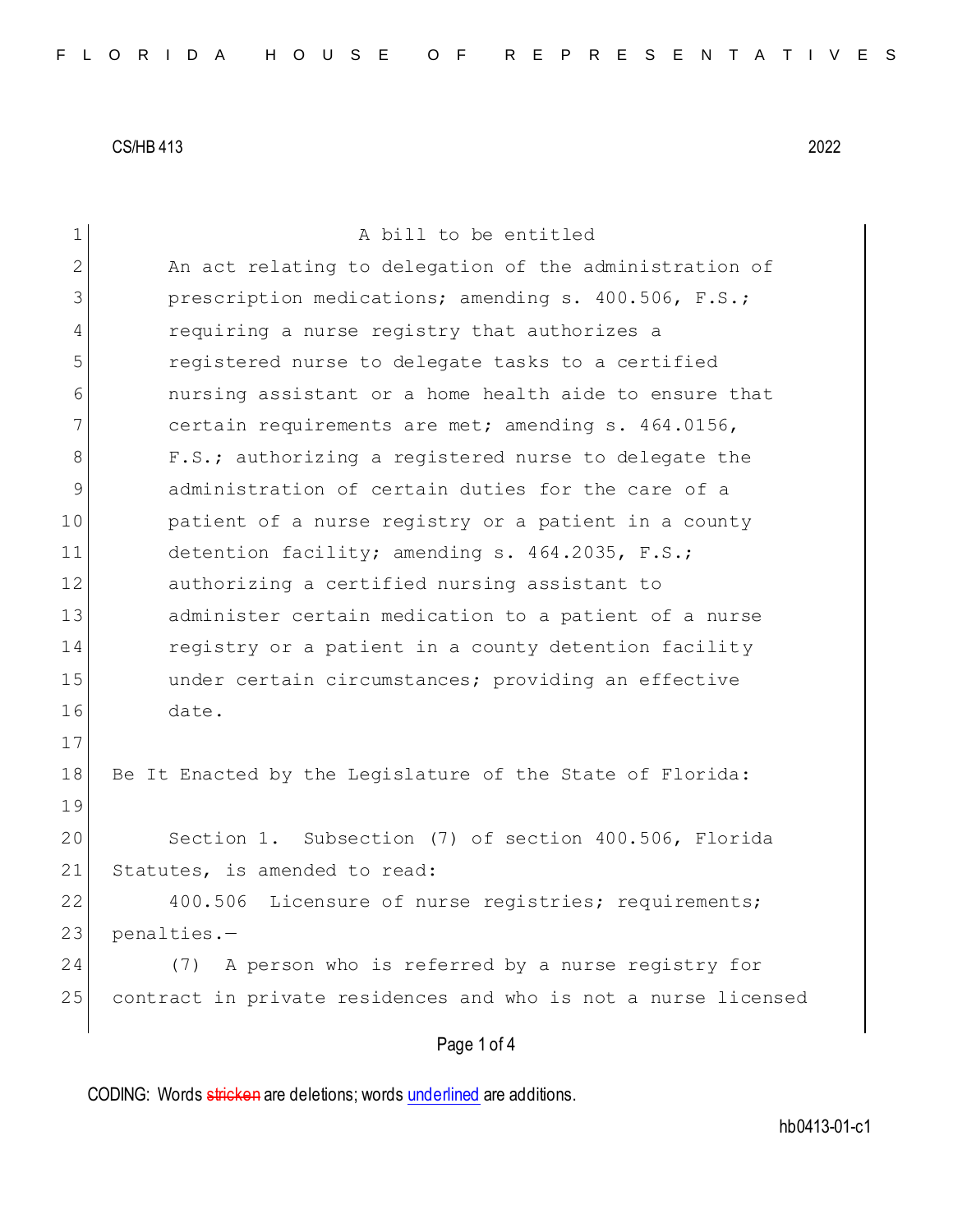CS/HB 413 2022

A bill to be entitled

An act relating to delegation of the administration of prescription medications; amending s. 400.506, F.S.; requiring a nurse registry that authorizes a registered nurse to delegate tasks to a certified nursing assistant or a home health aide to ensure that certain requirements are met; amending s. 464.0156, F.S.; authorizing a registered nurse to delegate the administration of certain duties for the care of a patient of a nurse registry or a patient in a county detention facility; amending s. 464.2035, F.S.; authorizing a certified nursing assistant to administer certain medication to a patient of a nurse registry or a patient in a county detention facility under certain circumstances; providing an effective date.

Be It Enacted by the Legislature of the State of Florida:

Section 1. Subsection (7) of section 400.506, Florida Statutes, is amended to read:

400.506 Licensure of nurse registries; requirements; penalties.—

(7) A person who is referred by a nurse registry for contract in private residences and who is not a nurse licensed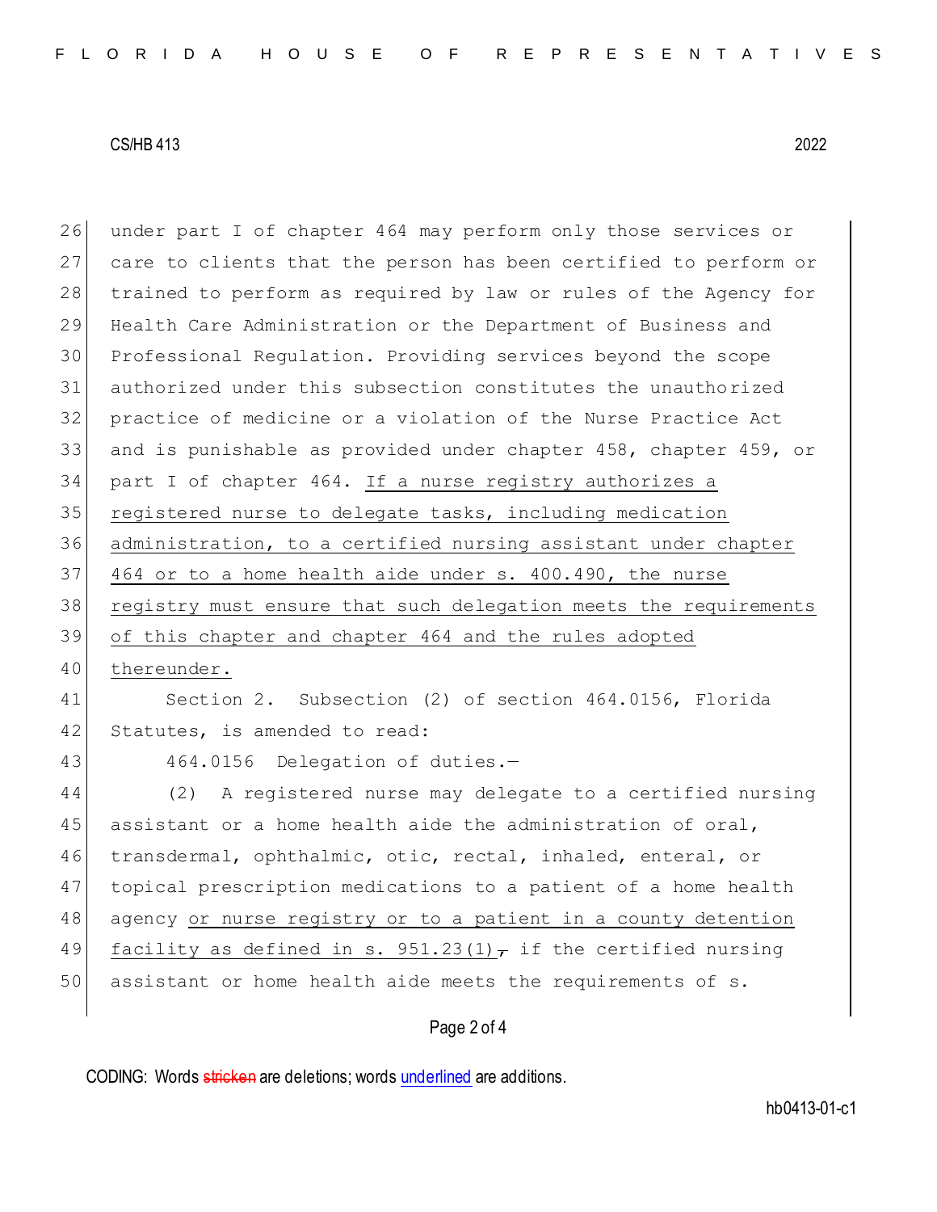under part I of chapter 464 may perform only those services or care to clients that the person has been certified to perform or trained to perform as required by law or rules of the Agency for Health Care Administration or the Department of Business and Professional Regulation. Providing services beyond the scope authorized under this subsection constitutes the unauthorized practice of medicine or a violation of the Nurse Practice Act and is punishable as provided under chapter 458, chapter 459, or part I of chapter 464. <u>If a nurse registry authorizes a registered nurse to delegate tasks, including medication administration, to a certified nursing assistant under chapter 464 or to a home health aide under s. 400.490, the nurse registry must ensure that such delegation meets the requirements of this chapter and chapter 464 and the rules adopted thereunder.</u>

Section 2. Subsection (2) of section 464.0156, Florida Statutes, is amended to read:

464.0156 Delegation of duties.—

(2) A registered nurse may delegate to a certified nursing assistant or a home health aide the administration of oral, transdermal, ophthalmic, otic, rectal, inhaled, enteral, or topical prescription medications to a patient of a home health agency <u>or nurse registry or to a patient in a county detention facility as defined in s. 951.23(1)</u>~~,~~ if the certified nursing assistant or home health aide meets the requirements of s.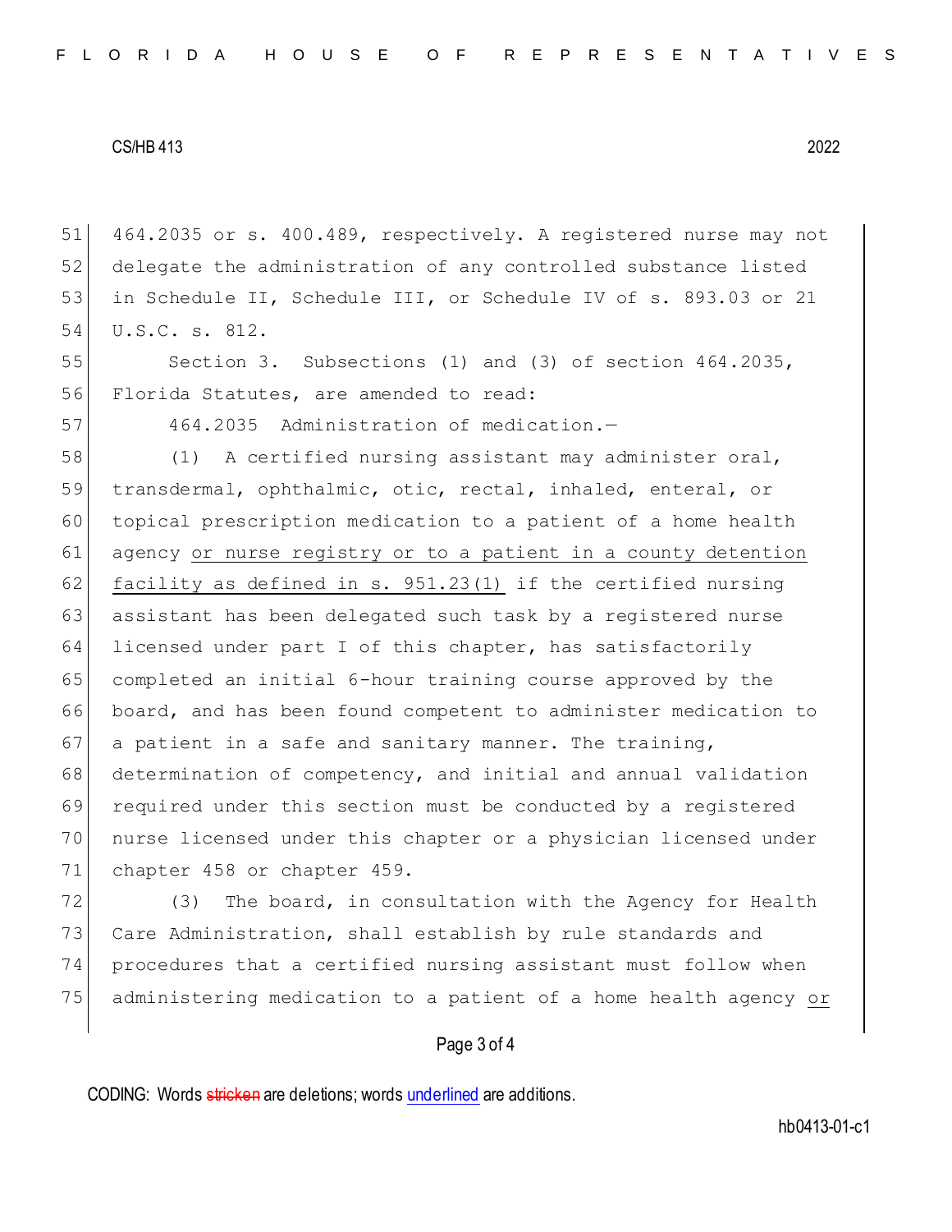464.2035 or s. 400.489, respectively. A registered nurse may not delegate the administration of any controlled substance listed in Schedule II, Schedule III, or Schedule IV of s. 893.03 or 21 U.S.C. s. 812.

Section 3. Subsections (1) and (3) of section 464.2035, Florida Statutes, are amended to read:

464.2035 Administration of medication.—

(1) A certified nursing assistant may administer oral, transdermal, ophthalmic, otic, rectal, inhaled, enteral, or topical prescription medication to a patient of a home health agency <u>or nurse registry or to a patient in a county detention facility as defined in s. 951.23(1)</u> if the certified nursing assistant has been delegated such task by a registered nurse licensed under part I of this chapter, has satisfactorily completed an initial 6-hour training course approved by the board, and has been found competent to administer medication to a patient in a safe and sanitary manner. The training, determination of competency, and initial and annual validation required under this section must be conducted by a registered nurse licensed under this chapter or a physician licensed under chapter 458 or chapter 459.

(3) The board, in consultation with the Agency for Health Care Administration, shall establish by rule standards and procedures that a certified nursing assistant must follow when administering medication to a patient of a home health agency <u>or</u>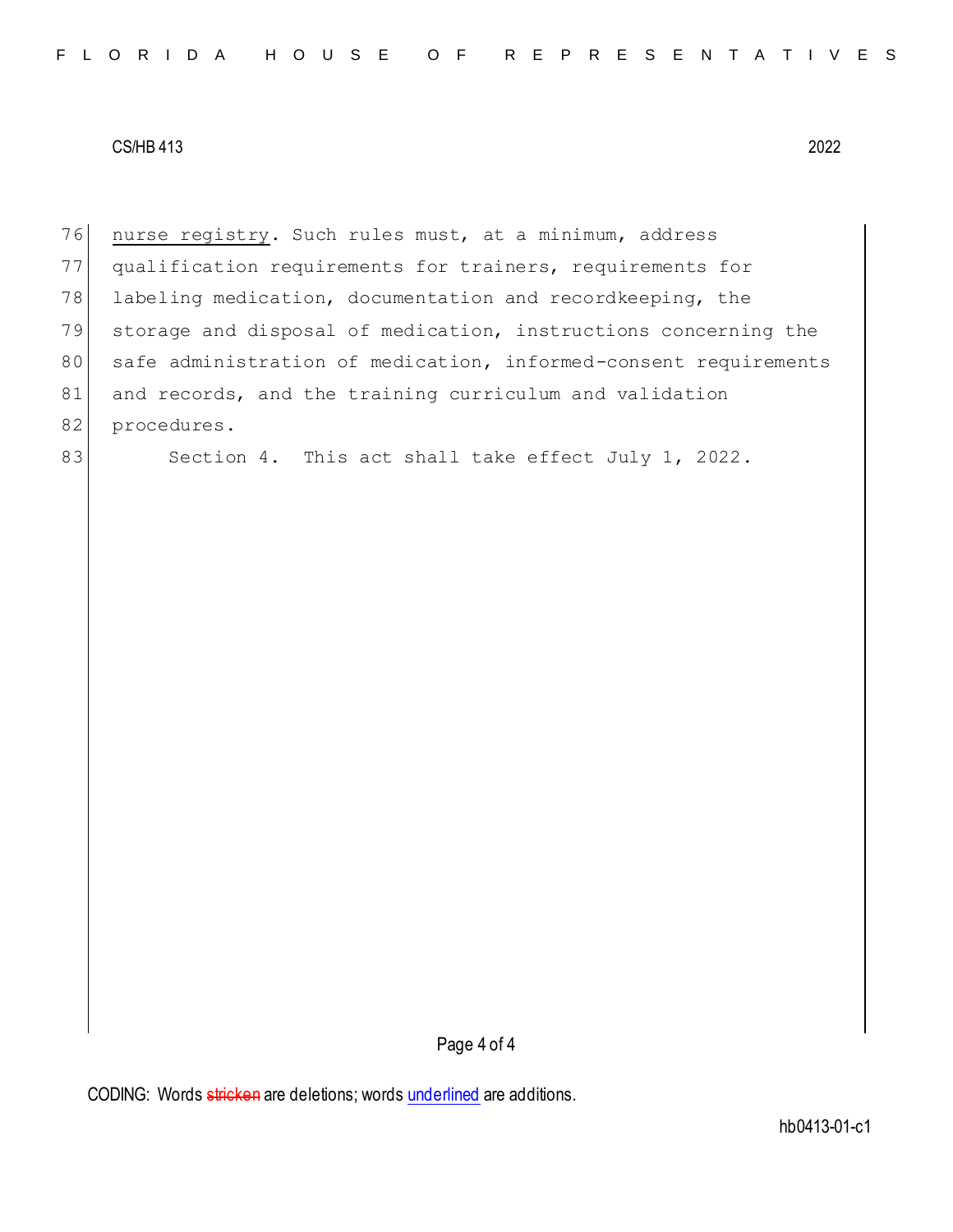<u>nurse registry</u>. Such rules must, at a minimum, address qualification requirements for trainers, requirements for labeling medication, documentation and recordkeeping, the storage and disposal of medication, instructions concerning the safe administration of medication, informed-consent requirements and records, and the training curriculum and validation procedures.

Section 4. This act shall take effect July 1, 2022.